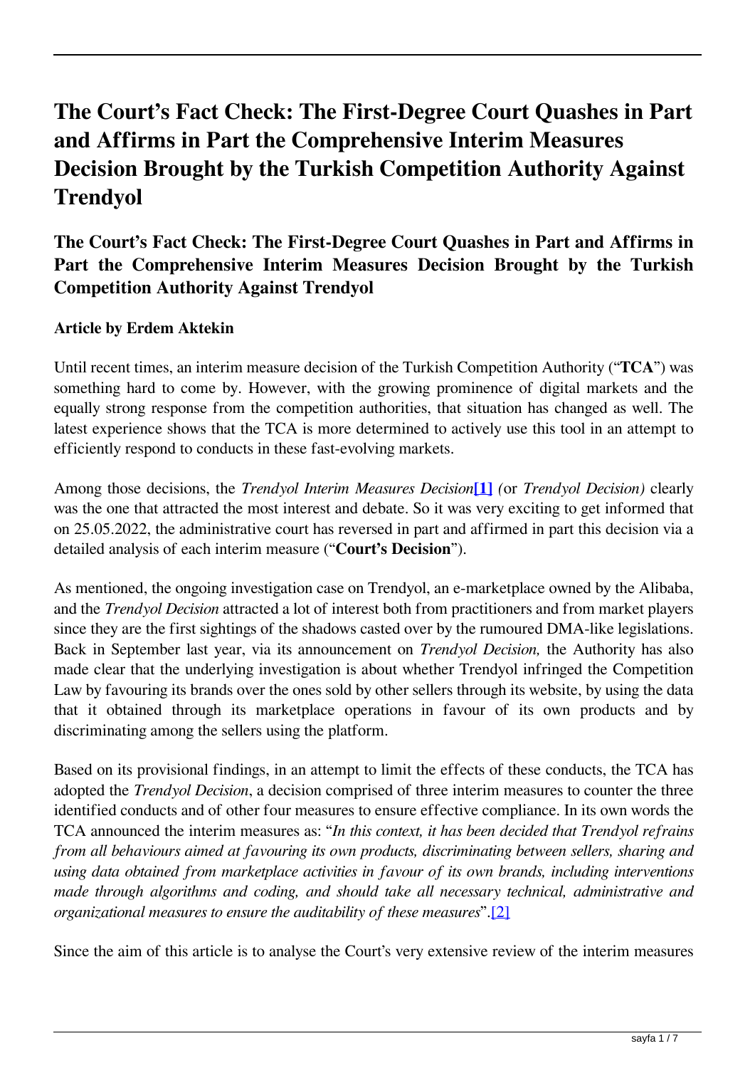# The Court's Fact Check: The First-Degree Court Quashes in Part and Affirms in Part the Comprehensive Interim Measures Decision Brought by the Turkish Competition Authority Against Trendyol

## The Court's Fact Check: The First-Degree Court Quashes in Part and Affirms in Part the Comprehensive Interim Measures Decision Brought by the Turkish Competition Authority Against Trendyol

**Article by Erdem Aktekin**

Until recent times, an interim measure decision of the Turkish Competition Authority ("**TCA**") was something hard to come by. However, with the growing prominence of digital markets and the equally strong response from the competition authorities, that situation has changed as well. The latest experience shows that the TCA is more determined to actively use this tool in an attempt to efficiently respond to conducts in these fast-evolving markets.

Among those decisions, the *Trendyol Interim Measures Decision*[1] *(*or *Trendyol Decision)* clearly was the one that attracted the most interest and debate. So it was very exciting to get informed that on 25.05.2022, the administrative court has reversed in part and affirmed in part this decision via a detailed analysis of each interim measure ("**Court's Decision**").

As mentioned, the ongoing investigation case on Trendyol, an e-marketplace owned by the Alibaba, and the *Trendyol Decision* attracted a lot of interest both from practitioners and from market players since they are the first sightings of the shadows casted over by the rumoured DMA-like legislations. Back in September last year, via its announcement on *Trendyol Decision,* the Authority has also made clear that the underlying investigation is about whether Trendyol infringed the Competition Law by favouring its brands over the ones sold by other sellers through its website, by using the data that it obtained through its marketplace operations in favour of its own products and by discriminating among the sellers using the platform.

Based on its provisional findings, in an attempt to limit the effects of these conducts, the TCA has adopted the *Trendyol Decision*, a decision comprised of three interim measures to counter the three identified conducts and of other four measures to ensure effective compliance. In its own words the TCA announced the interim measures as: "*In this context, it has been decided that Trendyol refrains from all behaviours aimed at favouring its own products, discriminating between sellers, sharing and using data obtained from marketplace activities in favour of its own brands, including interventions made through algorithms and coding, and should take all necessary technical, administrative and organizational measures to ensure the auditability of these measures*".[2]

Since the aim of this article is to analyse the Court's very extensive review of the interim measures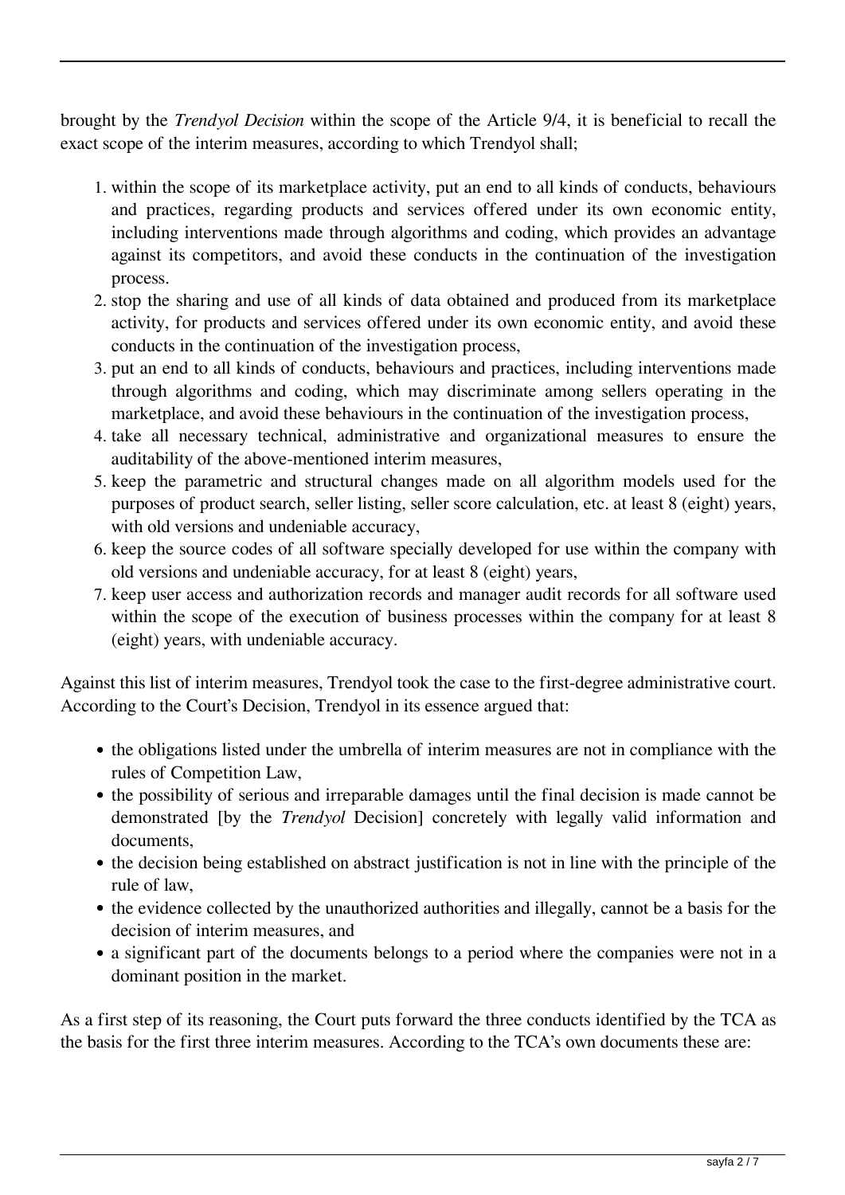brought by the *Trendyol Decision* within the scope of the Article 9/4, it is beneficial to recall the exact scope of the interim measures, according to which Trendyol shall;

1. within the scope of its marketplace activity, put an end to all kinds of conducts, behaviours and practices, regarding products and services offered under its own economic entity, including interventions made through algorithms and coding, which provides an advantage against its competitors, and avoid these conducts in the continuation of the investigation process.
2. stop the sharing and use of all kinds of data obtained and produced from its marketplace activity, for products and services offered under its own economic entity, and avoid these conducts in the continuation of the investigation process,
3. put an end to all kinds of conducts, behaviours and practices, including interventions made through algorithms and coding, which may discriminate among sellers operating in the marketplace, and avoid these behaviours in the continuation of the investigation process,
4. take all necessary technical, administrative and organizational measures to ensure the auditability of the above-mentioned interim measures,
5. keep the parametric and structural changes made on all algorithm models used for the purposes of product search, seller listing, seller score calculation, etc. at least 8 (eight) years, with old versions and undeniable accuracy,
6. keep the source codes of all software specially developed for use within the company with old versions and undeniable accuracy, for at least 8 (eight) years,
7. keep user access and authorization records and manager audit records for all software used within the scope of the execution of business processes within the company for at least 8 (eight) years, with undeniable accuracy.

Against this list of interim measures, Trendyol took the case to the first-degree administrative court. According to the Court's Decision, Trendyol in its essence argued that:

- the obligations listed under the umbrella of interim measures are not in compliance with the rules of Competition Law,
- the possibility of serious and irreparable damages until the final decision is made cannot be demonstrated [by the *Trendyol* Decision] concretely with legally valid information and documents,
- the decision being established on abstract justification is not in line with the principle of the rule of law,
- the evidence collected by the unauthorized authorities and illegally, cannot be a basis for the decision of interim measures, and
- a significant part of the documents belongs to a period where the companies were not in a dominant position in the market.

As a first step of its reasoning, the Court puts forward the three conducts identified by the TCA as the basis for the first three interim measures. According to the TCA's own documents these are: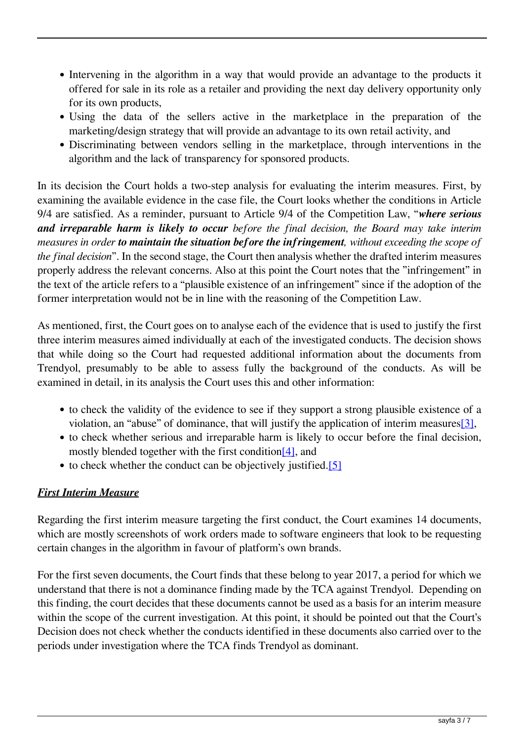- Intervening in the algorithm in a way that would provide an advantage to the products it offered for sale in its role as a retailer and providing the next day delivery opportunity only for its own products,
- Using the data of the sellers active in the marketplace in the preparation of the marketing/design strategy that will provide an advantage to its own retail activity, and
- Discriminating between vendors selling in the marketplace, through interventions in the algorithm and the lack of transparency for sponsored products.

In its decision the Court holds a two-step analysis for evaluating the interim measures. First, by examining the available evidence in the case file, the Court looks whether the conditions in Article 9/4 are satisfied. As a reminder, pursuant to Article 9/4 of the Competition Law, "***where serious and irreparable harm is likely to occur*** *before the final decision, the Board may take interim measures in order* ***to maintain the situation before the infringement****, without exceeding the scope of the final decision*". In the second stage, the Court then analysis whether the drafted interim measures properly address the relevant concerns. Also at this point the Court notes that the "infringement" in the text of the article refers to a "plausible existence of an infringement" since if the adoption of the former interpretation would not be in line with the reasoning of the Competition Law.

As mentioned, first, the Court goes on to analyse each of the evidence that is used to justify the first three interim measures aimed individually at each of the investigated conducts. The decision shows that while doing so the Court had requested additional information about the documents from Trendyol, presumably to be able to assess fully the background of the conducts. As will be examined in detail, in its analysis the Court uses this and other information:

- to check the validity of the evidence to see if they support a strong plausible existence of a violation, an "abuse" of dominance, that will justify the application of interim measures[3],
- to check whether serious and irreparable harm is likely to occur before the final decision, mostly blended together with the first condition[4], and
- to check whether the conduct can be objectively justified.[5]

***First Interim Measure***

Regarding the first interim measure targeting the first conduct, the Court examines 14 documents, which are mostly screenshots of work orders made to software engineers that look to be requesting certain changes in the algorithm in favour of platform's own brands.

For the first seven documents, the Court finds that these belong to year 2017, a period for which we understand that there is not a dominance finding made by the TCA against Trendyol. Depending on this finding, the court decides that these documents cannot be used as a basis for an interim measure within the scope of the current investigation. At this point, it should be pointed out that the Court's Decision does not check whether the conducts identified in these documents also carried over to the periods under investigation where the TCA finds Trendyol as dominant.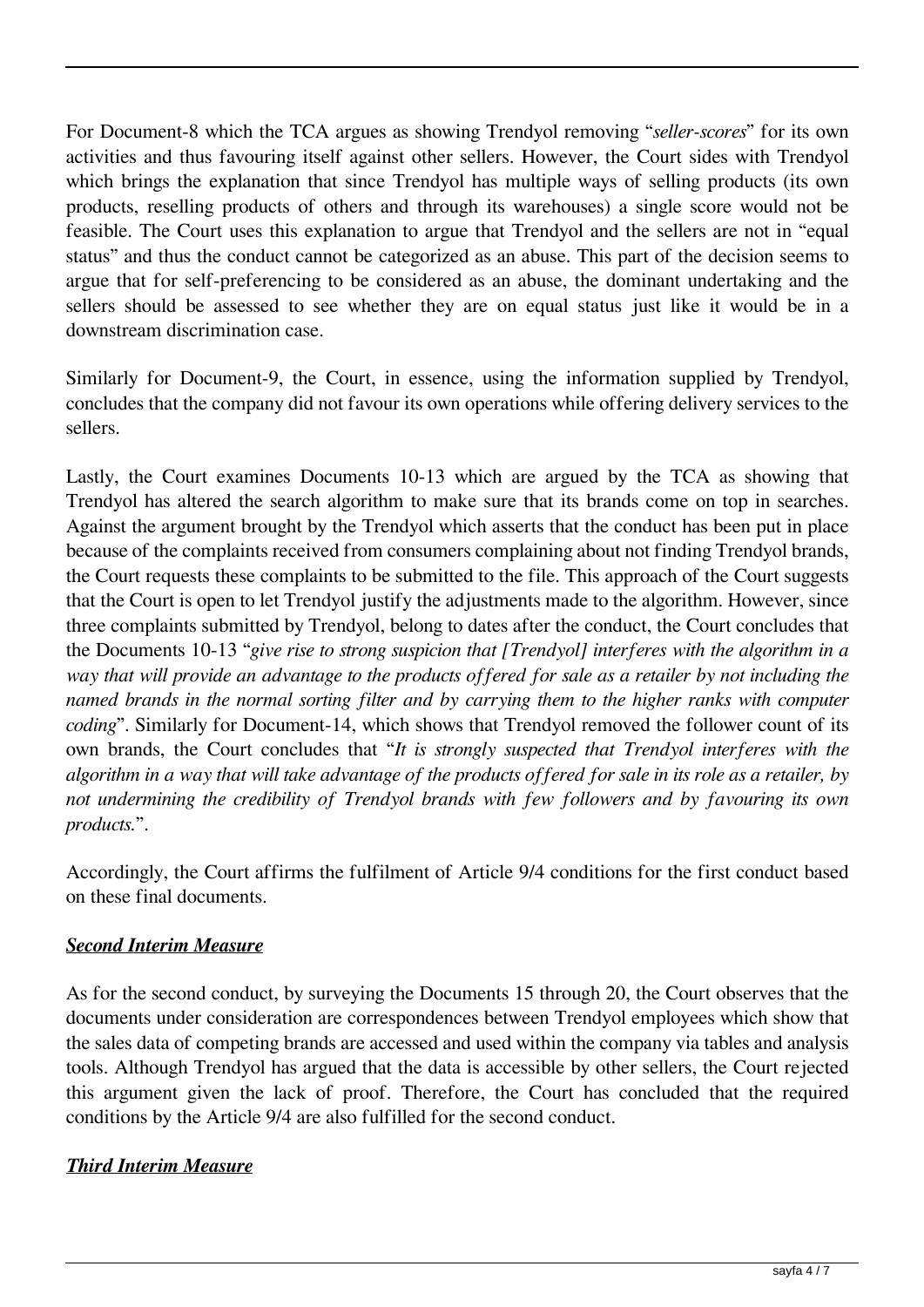For Document-8 which the TCA argues as showing Trendyol removing "*seller-scores*" for its own activities and thus favouring itself against other sellers. However, the Court sides with Trendyol which brings the explanation that since Trendyol has multiple ways of selling products (its own products, reselling products of others and through its warehouses) a single score would not be feasible. The Court uses this explanation to argue that Trendyol and the sellers are not in "equal status" and thus the conduct cannot be categorized as an abuse. This part of the decision seems to argue that for self-preferencing to be considered as an abuse, the dominant undertaking and the sellers should be assessed to see whether they are on equal status just like it would be in a downstream discrimination case.

Similarly for Document-9, the Court, in essence, using the information supplied by Trendyol, concludes that the company did not favour its own operations while offering delivery services to the sellers.

Lastly, the Court examines Documents 10-13 which are argued by the TCA as showing that Trendyol has altered the search algorithm to make sure that its brands come on top in searches. Against the argument brought by the Trendyol which asserts that the conduct has been put in place because of the complaints received from consumers complaining about not finding Trendyol brands, the Court requests these complaints to be submitted to the file. This approach of the Court suggests that the Court is open to let Trendyol justify the adjustments made to the algorithm. However, since three complaints submitted by Trendyol, belong to dates after the conduct, the Court concludes that the Documents 10-13 "*give rise to strong suspicion that [Trendyol] interferes with the algorithm in a way that will provide an advantage to the products offered for sale as a retailer by not including the named brands in the normal sorting filter and by carrying them to the higher ranks with computer coding*". Similarly for Document-14, which shows that Trendyol removed the follower count of its own brands, the Court concludes that "*It is strongly suspected that Trendyol interferes with the algorithm in a way that will take advantage of the products offered for sale in its role as a retailer, by not undermining the credibility of Trendyol brands with few followers and by favouring its own products.*".

Accordingly, the Court affirms the fulfilment of Article 9/4 conditions for the first conduct based on these final documents.

***Second Interim Measure***

As for the second conduct, by surveying the Documents 15 through 20, the Court observes that the documents under consideration are correspondences between Trendyol employees which show that the sales data of competing brands are accessed and used within the company via tables and analysis tools. Although Trendyol has argued that the data is accessible by other sellers, the Court rejected this argument given the lack of proof. Therefore, the Court has concluded that the required conditions by the Article 9/4 are also fulfilled for the second conduct.

***Third Interim Measure***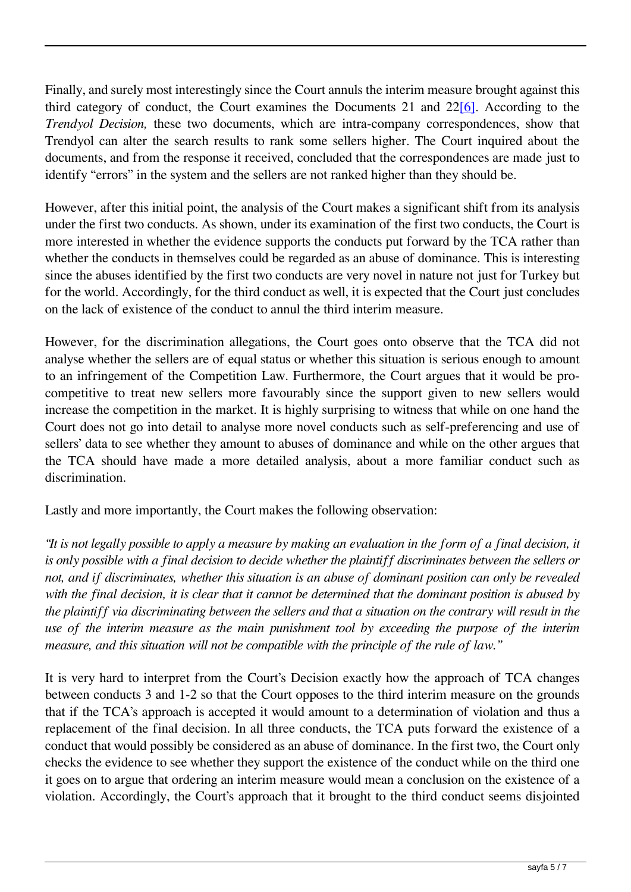Finally, and surely most interestingly since the Court annuls the interim measure brought against this third category of conduct, the Court examines the Documents 21 and 22[6]. According to the *Trendyol Decision,* these two documents, which are intra-company correspondences, show that Trendyol can alter the search results to rank some sellers higher. The Court inquired about the documents, and from the response it received, concluded that the correspondences are made just to identify "errors" in the system and the sellers are not ranked higher than they should be.

However, after this initial point, the analysis of the Court makes a significant shift from its analysis under the first two conducts. As shown, under its examination of the first two conducts, the Court is more interested in whether the evidence supports the conducts put forward by the TCA rather than whether the conducts in themselves could be regarded as an abuse of dominance. This is interesting since the abuses identified by the first two conducts are very novel in nature not just for Turkey but for the world. Accordingly, for the third conduct as well, it is expected that the Court just concludes on the lack of existence of the conduct to annul the third interim measure.

However, for the discrimination allegations, the Court goes onto observe that the TCA did not analyse whether the sellers are of equal status or whether this situation is serious enough to amount to an infringement of the Competition Law. Furthermore, the Court argues that it would be pro-competitive to treat new sellers more favourably since the support given to new sellers would increase the competition in the market. It is highly surprising to witness that while on one hand the Court does not go into detail to analyse more novel conducts such as self-preferencing and use of sellers' data to see whether they amount to abuses of dominance and while on the other argues that the TCA should have made a more detailed analysis, about a more familiar conduct such as discrimination.

Lastly and more importantly, the Court makes the following observation:

*"It is not legally possible to apply a measure by making an evaluation in the form of a final decision, it is only possible with a final decision to decide whether the plaintiff discriminates between the sellers or not, and if discriminates, whether this situation is an abuse of dominant position can only be revealed with the final decision, it is clear that it cannot be determined that the dominant position is abused by the plaintiff via discriminating between the sellers and that a situation on the contrary will result in the use of the interim measure as the main punishment tool by exceeding the purpose of the interim measure, and this situation will not be compatible with the principle of the rule of law."*

It is very hard to interpret from the Court's Decision exactly how the approach of TCA changes between conducts 3 and 1-2 so that the Court opposes to the third interim measure on the grounds that if the TCA's approach is accepted it would amount to a determination of violation and thus a replacement of the final decision. In all three conducts, the TCA puts forward the existence of a conduct that would possibly be considered as an abuse of dominance. In the first two, the Court only checks the evidence to see whether they support the existence of the conduct while on the third one it goes on to argue that ordering an interim measure would mean a conclusion on the existence of a violation. Accordingly, the Court's approach that it brought to the third conduct seems disjointed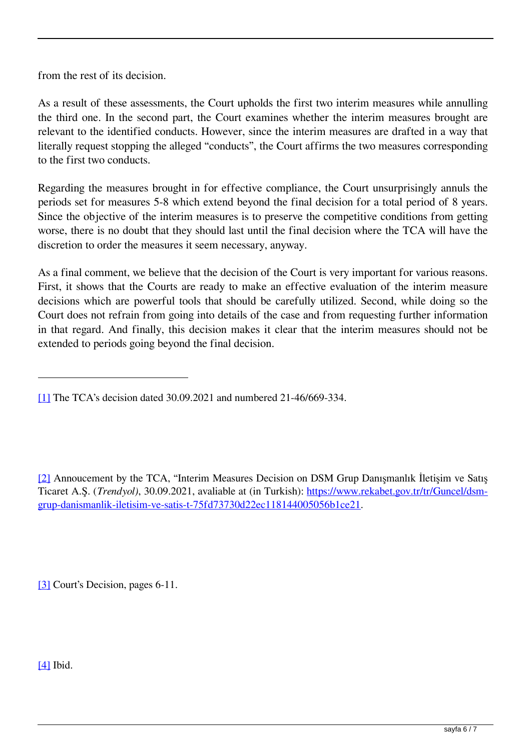from the rest of its decision.

As a result of these assessments, the Court upholds the first two interim measures while annulling the third one. In the second part, the Court examines whether the interim measures brought are relevant to the identified conducts. However, since the interim measures are drafted in a way that literally request stopping the alleged "conducts", the Court affirms the two measures corresponding to the first two conducts.

Regarding the measures brought in for effective compliance, the Court unsurprisingly annuls the periods set for measures 5-8 which extend beyond the final decision for a total period of 8 years. Since the objective of the interim measures is to preserve the competitive conditions from getting worse, there is no doubt that they should last until the final decision where the TCA will have the discretion to order the measures it seem necessary, anyway.

As a final comment, we believe that the decision of the Court is very important for various reasons. First, it shows that the Courts are ready to make an effective evaluation of the interim measure decisions which are powerful tools that should be carefully utilized. Second, while doing so the Court does not refrain from going into details of the case and from requesting further information in that regard. And finally, this decision makes it clear that the interim measures should not be extended to periods going beyond the final decision.

---

[1] The TCA's decision dated 30.09.2021 and numbered 21-46/669-334.

[2] Annoucement by the TCA, "Interim Measures Decision on DSM Grup Danışmanlık İletişim ve Satış Ticaret A.Ş. (*Trendyol)*, 30.09.2021, avaliable at (in Turkish): [https://www.rekabet.gov.tr/tr/Guncel/dsm-grup-danismanlik-iletisim-ve-satis-t-75fd73730d22ec118144005056b1ce21](https://www.rekabet.gov.tr/tr/Guncel/dsm-grup-danismanlik-iletisim-ve-satis-t-75fd73730d22ec118144005056b1ce21).

[3] Court's Decision, pages 6-11.

[4] Ibid.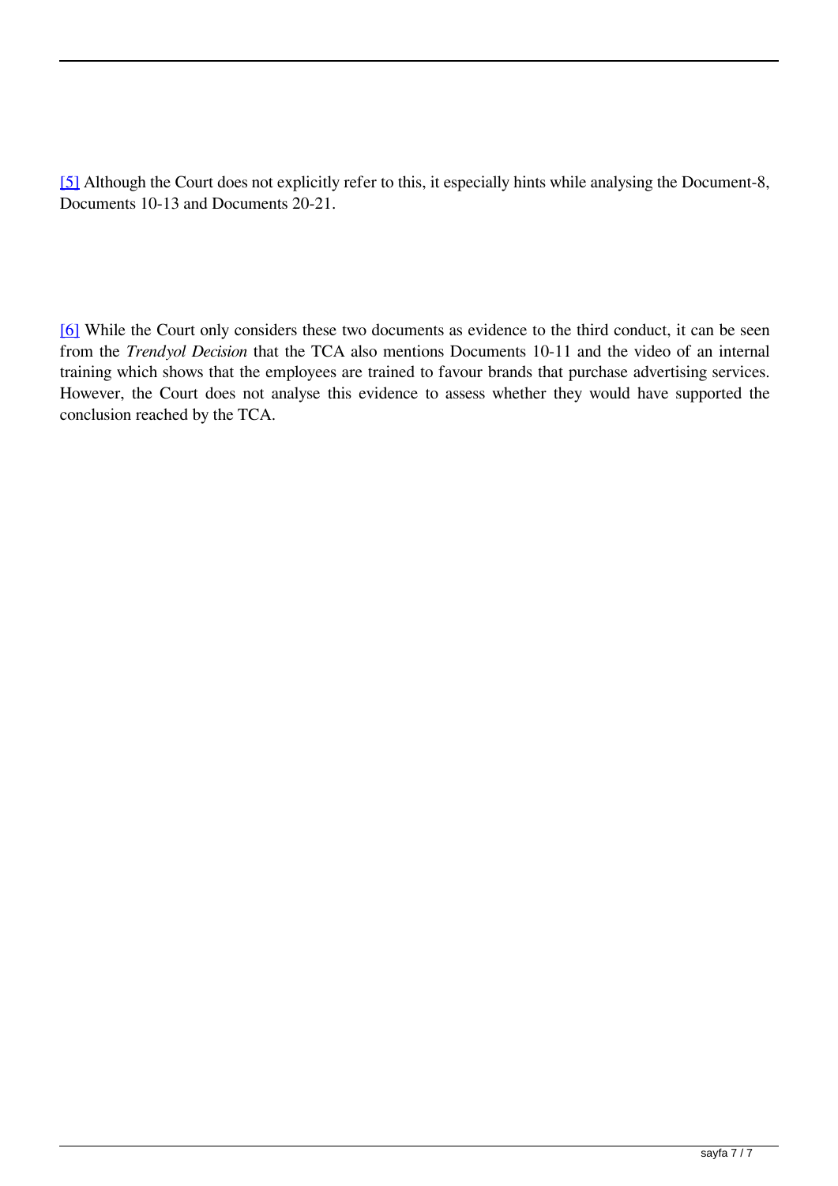[5] Although the Court does not explicitly refer to this, it especially hints while analysing the Document-8, Documents 10-13 and Documents 20-21.

[6] While the Court only considers these two documents as evidence to the third conduct, it can be seen from the *Trendyol Decision* that the TCA also mentions Documents 10-11 and the video of an internal training which shows that the employees are trained to favour brands that purchase advertising services. However, the Court does not analyse this evidence to assess whether they would have supported the conclusion reached by the TCA.